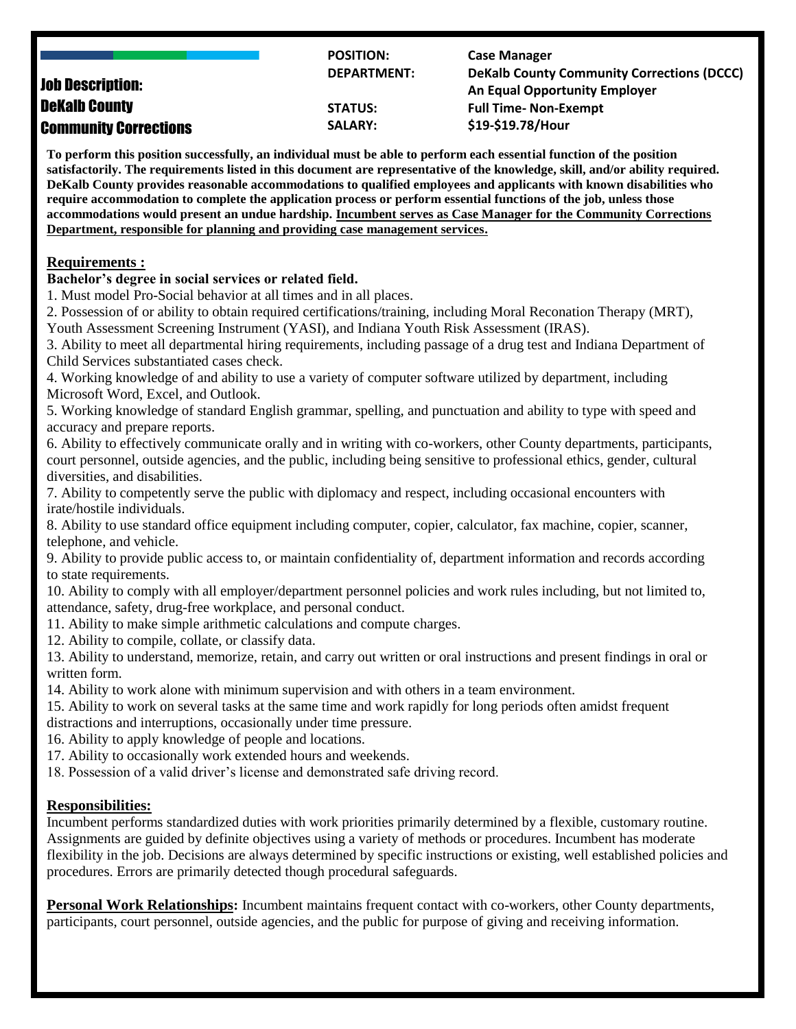# Job Description: DeKalb County Community Corrections

| | |
|---|---|
| **POSITION:** | **Case Manager** |
| **DEPARTMENT:** | **DeKalb County Community Corrections (DCCC)** **An Equal Opportunity Employer** |
| **STATUS:** | **Full Time- Non-Exempt** |
| **SALARY:** | **$19-$19.78/Hour** |

**To perform this position successfully, an individual must be able to perform each essential function of the position satisfactorily. The requirements listed in this document are representative of the knowledge, skill, and/or ability required. DeKalb County provides reasonable accommodations to qualified employees and applicants with known disabilities who require accommodation to complete the application process or perform essential functions of the job, unless those accommodations would present an undue hardship. <u>Incumbent serves as Case Manager for the Community Corrections Department, responsible for planning and providing case management services.</u>**

## Requirements :

**Bachelor's degree in social services or related field.**

1. Must model Pro-Social behavior at all times and in all places.
2. Possession of or ability to obtain required certifications/training, including Moral Reconation Therapy (MRT), Youth Assessment Screening Instrument (YASI), and Indiana Youth Risk Assessment (IRAS).
3. Ability to meet all departmental hiring requirements, including passage of a drug test and Indiana Department of Child Services substantiated cases check.
4. Working knowledge of and ability to use a variety of computer software utilized by department, including Microsoft Word, Excel, and Outlook.
5. Working knowledge of standard English grammar, spelling, and punctuation and ability to type with speed and accuracy and prepare reports.
6. Ability to effectively communicate orally and in writing with co-workers, other County departments, participants, court personnel, outside agencies, and the public, including being sensitive to professional ethics, gender, cultural diversities, and disabilities.
7. Ability to competently serve the public with diplomacy and respect, including occasional encounters with irate/hostile individuals.
8. Ability to use standard office equipment including computer, copier, calculator, fax machine, copier, scanner, telephone, and vehicle.
9. Ability to provide public access to, or maintain confidentiality of, department information and records according to state requirements.
10. Ability to comply with all employer/department personnel policies and work rules including, but not limited to, attendance, safety, drug-free workplace, and personal conduct.
11. Ability to make simple arithmetic calculations and compute charges.
12. Ability to compile, collate, or classify data.
13. Ability to understand, memorize, retain, and carry out written or oral instructions and present findings in oral or written form.
14. Ability to work alone with minimum supervision and with others in a team environment.
15. Ability to work on several tasks at the same time and work rapidly for long periods often amidst frequent distractions and interruptions, occasionally under time pressure.
16. Ability to apply knowledge of people and locations.
17. Ability to occasionally work extended hours and weekends.
18. Possession of a valid driver's license and demonstrated safe driving record.

## Responsibilities:

Incumbent performs standardized duties with work priorities primarily determined by a flexible, customary routine. Assignments are guided by definite objectives using a variety of methods or procedures. Incumbent has moderate flexibility in the job. Decisions are always determined by specific instructions or existing, well established policies and procedures. Errors are primarily detected though procedural safeguards.

**<u>Personal Work Relationships</u>:** Incumbent maintains frequent contact with co-workers, other County departments, participants, court personnel, outside agencies, and the public for purpose of giving and receiving information.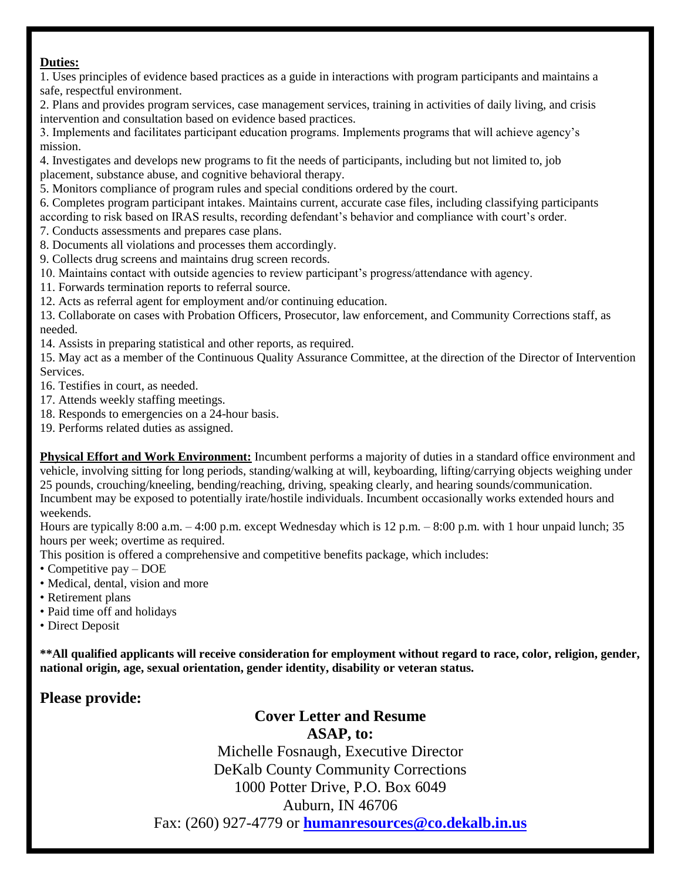**Duties:**

1. Uses principles of evidence based practices as a guide in interactions with program participants and maintains a safe, respectful environment.
2. Plans and provides program services, case management services, training in activities of daily living, and crisis intervention and consultation based on evidence based practices.
3. Implements and facilitates participant education programs. Implements programs that will achieve agency's mission.
4. Investigates and develops new programs to fit the needs of participants, including but not limited to, job placement, substance abuse, and cognitive behavioral therapy.
5. Monitors compliance of program rules and special conditions ordered by the court.
6. Completes program participant intakes. Maintains current, accurate case files, including classifying participants according to risk based on IRAS results, recording defendant's behavior and compliance with court's order.
7. Conducts assessments and prepares case plans.
8. Documents all violations and processes them accordingly.
9. Collects drug screens and maintains drug screen records.
10. Maintains contact with outside agencies to review participant's progress/attendance with agency.
11. Forwards termination reports to referral source.
12. Acts as referral agent for employment and/or continuing education.
13. Collaborate on cases with Probation Officers, Prosecutor, law enforcement, and Community Corrections staff, as needed.
14. Assists in preparing statistical and other reports, as required.
15. May act as a member of the Continuous Quality Assurance Committee, at the direction of the Director of Intervention Services.
16. Testifies in court, as needed.
17. Attends weekly staffing meetings.
18. Responds to emergencies on a 24-hour basis.
19. Performs related duties as assigned.

**Physical Effort and Work Environment:** Incumbent performs a majority of duties in a standard office environment and vehicle, involving sitting for long periods, standing/walking at will, keyboarding, lifting/carrying objects weighing under 25 pounds, crouching/kneeling, bending/reaching, driving, speaking clearly, and hearing sounds/communication. Incumbent may be exposed to potentially irate/hostile individuals. Incumbent occasionally works extended hours and weekends.

Hours are typically 8:00 a.m. – 4:00 p.m. except Wednesday which is 12 p.m. – 8:00 p.m. with 1 hour unpaid lunch; 35 hours per week; overtime as required.

This position is offered a comprehensive and competitive benefits package, which includes:

- Competitive pay – DOE
- Medical, dental, vision and more
- Retirement plans
- Paid time off and holidays
- Direct Deposit

**\*\*All qualified applicants will receive consideration for employment without regard to race, color, religion, gender, national origin, age, sexual orientation, gender identity, disability or veteran status.**

## Please provide:

**Cover Letter and Resume**

**ASAP, to:**

Michelle Fosnaugh, Executive Director

DeKalb County Community Corrections

1000 Potter Drive, P.O. Box 6049

Auburn, IN 46706

Fax: (260) 927-4779 or **humanresources@co.dekalb.in.us**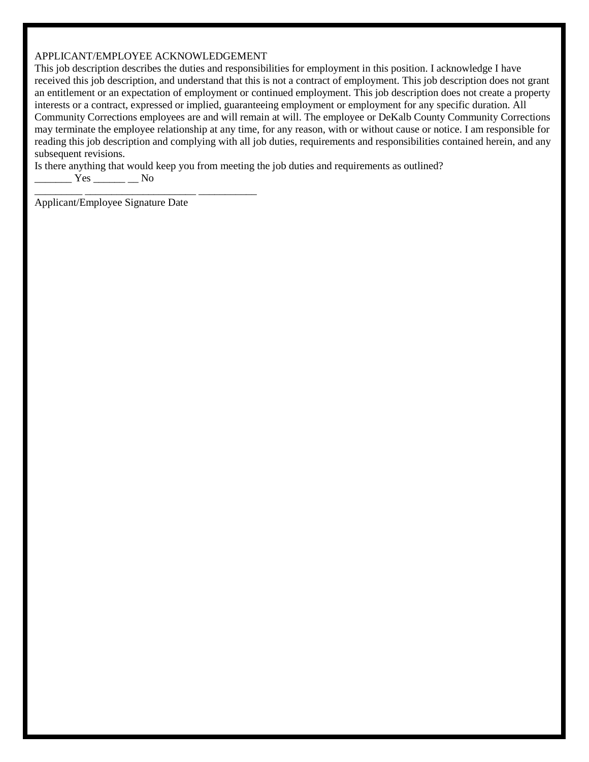APPLICANT/EMPLOYEE ACKNOWLEDGEMENT

This job description describes the duties and responsibilities for employment in this position. I acknowledge I have received this job description, and understand that this is not a contract of employment. This job description does not grant an entitlement or an expectation of employment or continued employment. This job description does not create a property interests or a contract, expressed or implied, guaranteeing employment or employment for any specific duration. All Community Corrections employees are and will remain at will. The employee or DeKalb County Community Corrections may terminate the employee relationship at any time, for any reason, with or without cause or notice. I am responsible for reading this job description and complying with all job duties, requirements and responsibilities contained herein, and any subsequent revisions.

Is there anything that would keep you from meeting the job duties and requirements as outlined?

_______ Yes ______ __ No

_________ _____________________ ___________

Applicant/Employee Signature Date